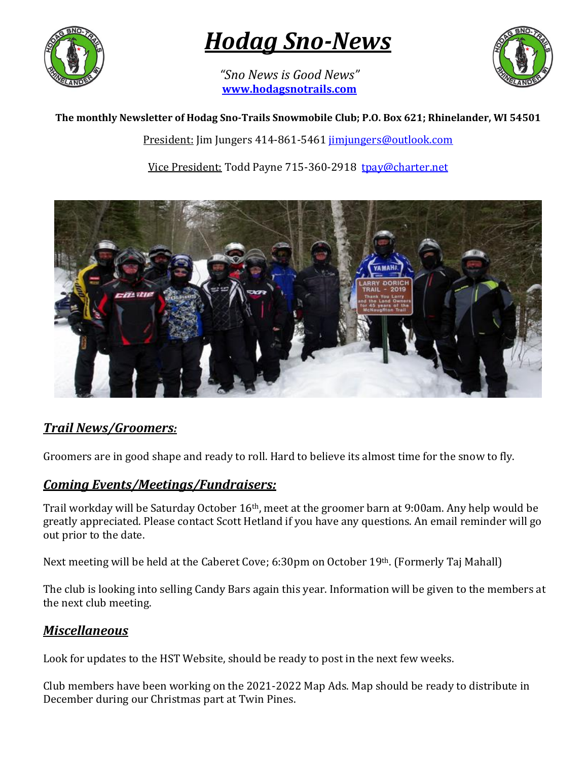# *Hodag Sno-News*

*"Sno News is Good News"*
**www.hodagsnotrails.com**

**The monthly Newsletter of Hodag Sno-Trails Snowmobile Club; P.O. Box 621; Rhinelander, WI 54501**

President: Jim Jungers 414-861-5461 jimjungers@outlook.com

Vice President: Todd Payne 715-360-2918 tpay@charter.net

## *Trail News/Groomers:*

Groomers are in good shape and ready to roll. Hard to believe its almost time for the snow to fly.

## *Coming Events/Meetings/Fundraisers:*

Trail workday will be Saturday October 16th, meet at the groomer barn at 9:00am. Any help would be greatly appreciated. Please contact Scott Hetland if you have any questions. An email reminder will go out prior to the date.

Next meeting will be held at the Caberet Cove; 6:30pm on October 19th. (Formerly Taj Mahall)

The club is looking into selling Candy Bars again this year. Information will be given to the members at the next club meeting.

## *Miscellaneous*

Look for updates to the HST Website, should be ready to post in the next few weeks.

Club members have been working on the 2021-2022 Map Ads. Map should be ready to distribute in December during our Christmas part at Twin Pines.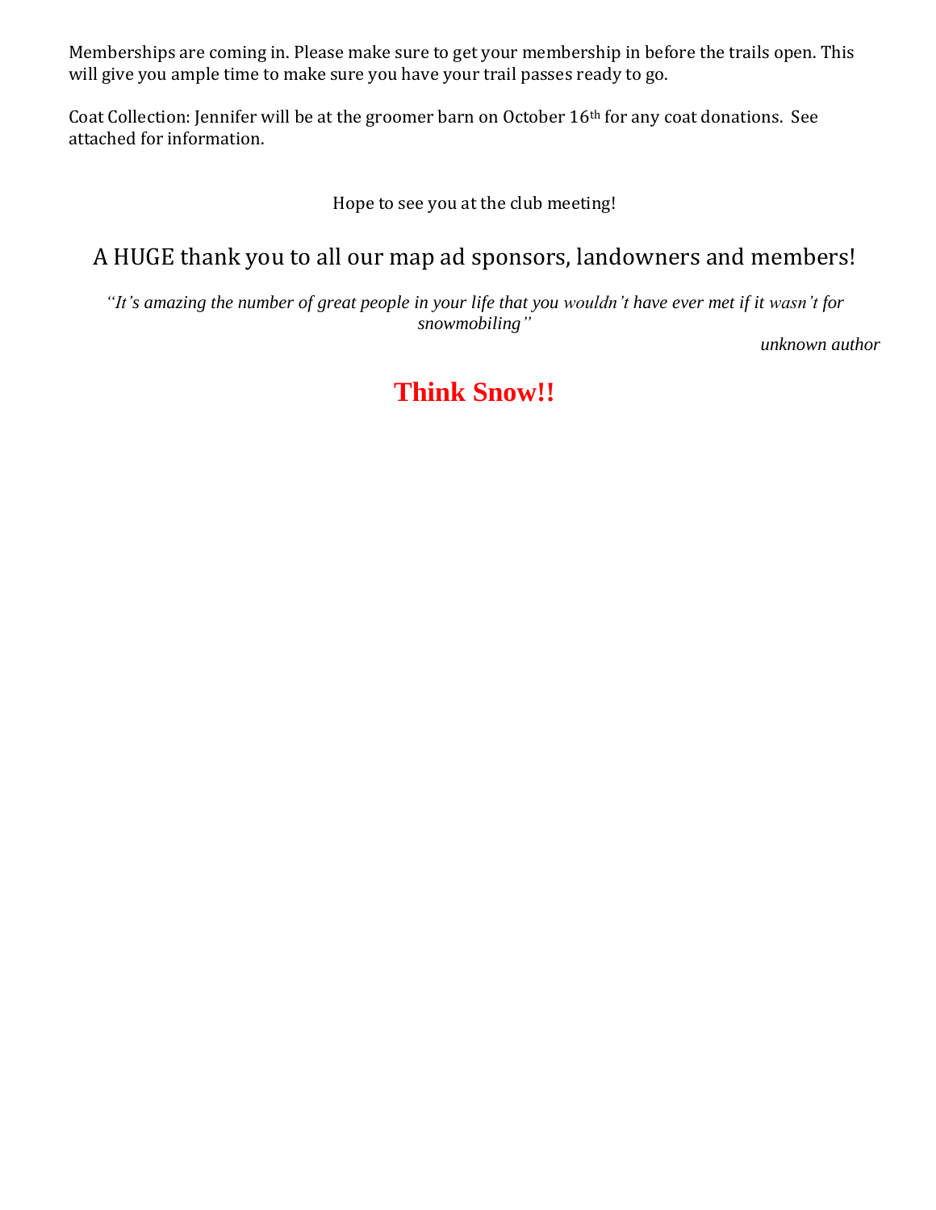Memberships are coming in. Please make sure to get your membership in before the trails open. This will give you ample time to make sure you have your trail passes ready to go.

Coat Collection: Jennifer will be at the groomer barn on October 16th for any coat donations. See attached for information.

Hope to see you at the club meeting!

## A HUGE thank you to all our map ad sponsors, landowners and members!

*"It's amazing the number of great people in your life that you wouldn't have ever met if it wasn't for snowmobiling"*

*unknown author*

**Think Snow!!**